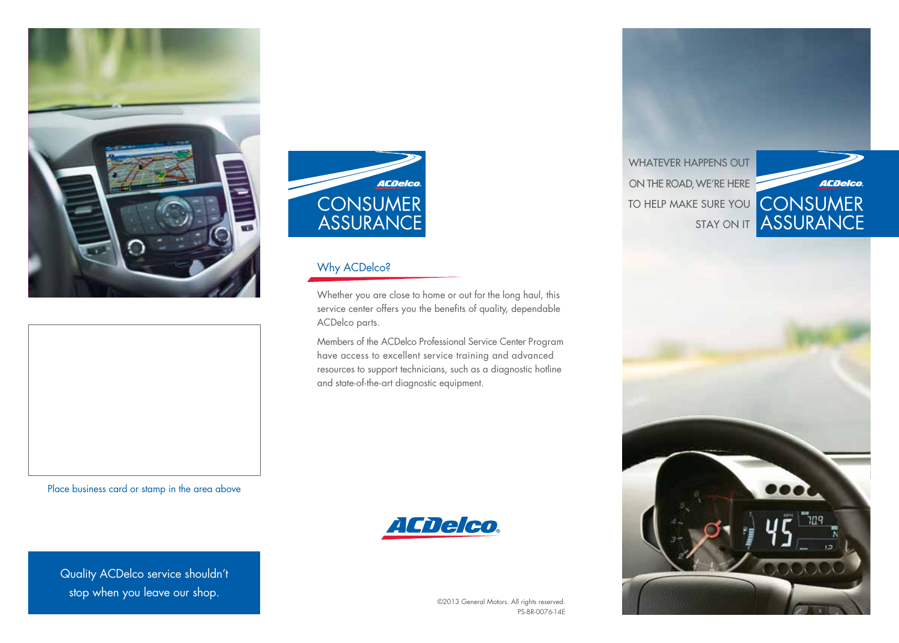Place business card or stamp in the area above

Quality ACDelco service shouldn't stop when you leave our shop.

ACDelco

# CONSUMER ASSURANCE

## Why ACDelco?

Whether you are close to home or out for the long haul, this service center offers you the benefits of quality, dependable ACDelco parts.

Members of the ACDelco Professional Service Center Program have access to excellent service training and advanced resources to support technicians, such as a diagnostic hotline and state-of-the-art diagnostic equipment.

ACDelco

©2013 General Motors. All rights reserved.
PS-BR-0076-14E

WHATEVER HAPPENS OUT ON THE ROAD, WE'RE HERE TO HELP MAKE SURE YOU STAY ON IT

ACDelco

# CONSUMER ASSURANCE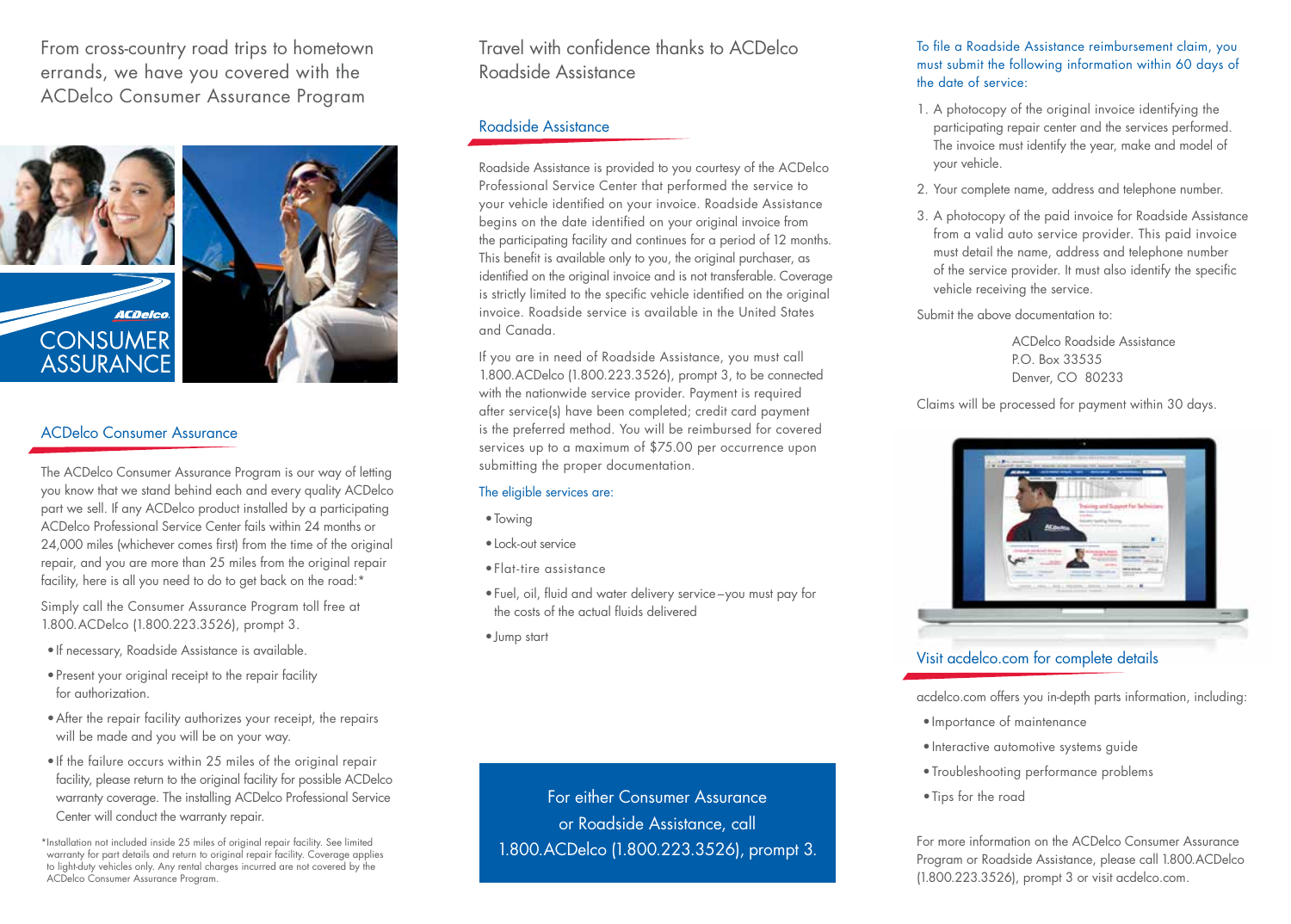From cross-country road trips to hometown errands, we have you covered with the ACDelco Consumer Assurance Program

ACDelco
CONSUMER ASSURANCE

## ACDelco Consumer Assurance

The ACDelco Consumer Assurance Program is our way of letting you know that we stand behind each and every quality ACDelco part we sell. If any ACDelco product installed by a participating ACDelco Professional Service Center fails within 24 months or 24,000 miles (whichever comes first) from the time of the original repair, and you are more than 25 miles from the original repair facility, here is all you need to do to get back on the road:*

Simply call the Consumer Assurance Program toll free at 1.800.ACDelco (1.800.223.3526), prompt 3.

- If necessary, Roadside Assistance is available.
- Present your original receipt to the repair facility for authorization.
- After the repair facility authorizes your receipt, the repairs will be made and you will be on your way.
- If the failure occurs within 25 miles of the original repair facility, please return to the original facility for possible ACDelco warranty coverage. The installing ACDelco Professional Service Center will conduct the warranty repair.

*Installation not included inside 25 miles of original repair facility. See limited warranty for part details and return to original repair facility. Coverage applies to light-duty vehicles only. Any rental charges incurred are not covered by the ACDelco Consumer Assurance Program.

# Travel with confidence thanks to ACDelco Roadside Assistance

## Roadside Assistance

Roadside Assistance is provided to you courtesy of the ACDelco Professional Service Center that performed the service to your vehicle identified on your invoice. Roadside Assistance begins on the date identified on your original invoice from the participating facility and continues for a period of 12 months. This benefit is available only to you, the original purchaser, as identified on the original invoice and is not transferable. Coverage is strictly limited to the specific vehicle identified on the original invoice. Roadside service is available in the United States and Canada.

If you are in need of Roadside Assistance, you must call 1.800.ACDelco (1.800.223.3526), prompt 3, to be connected with the nationwide service provider. Payment is required after service(s) have been completed; credit card payment is the preferred method. You will be reimbursed for covered services up to a maximum of $75.00 per occurrence upon submitting the proper documentation.

The eligible services are:

- Towing
- Lock-out service
- Flat-tire assistance
- Fuel, oil, fluid and water delivery service – you must pay for the costs of the actual fluids delivered
- Jump start

**For either Consumer Assurance or Roadside Assistance, call 1.800.ACDelco (1.800.223.3526), prompt 3.**

To file a Roadside Assistance reimbursement claim, you must submit the following information within 60 days of the date of service:

1. A photocopy of the original invoice identifying the participating repair center and the services performed. The invoice must identify the year, make and model of your vehicle.
2. Your complete name, address and telephone number.
3. A photocopy of the paid invoice for Roadside Assistance from a valid auto service provider. This paid invoice must detail the name, address and telephone number of the service provider. It must also identify the specific vehicle receiving the service.

Submit the above documentation to:

ACDelco Roadside Assistance
P.O. Box 33535
Denver, CO 80233

Claims will be processed for payment within 30 days.

## Visit acdelco.com for complete details

acdelco.com offers you in-depth parts information, including:

- Importance of maintenance
- Interactive automotive systems guide
- Troubleshooting performance problems
- Tips for the road

For more information on the ACDelco Consumer Assurance Program or Roadside Assistance, please call 1.800.ACDelco (1.800.223.3526), prompt 3 or visit acdelco.com.